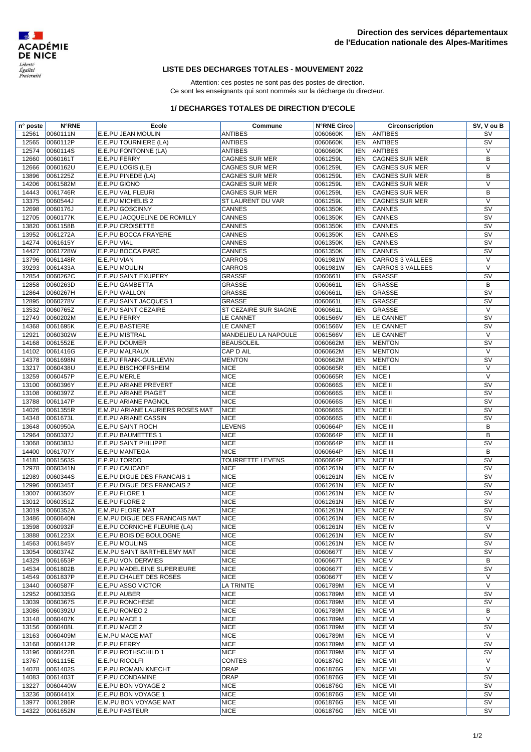ACADÉMIE DE NICE
*Liberté Égalité Fraternité*

**Direction des services départementaux de l'Education nationale des Alpes-Maritimes**

## LISTE DES DECHARGES TOTALES - MOUVEMENT 2022

Attention: ces postes ne sont pas des postes de direction.
Ce sont les enseignants qui sont nommés sur la décharge du directeur.

### 1/ DECHARGES TOTALES DE DIRECTION D'ECOLE

| n° poste | N°RNE | Ecole | Commune | N°RNE Circo | Circonscription | SV, V ou B |
|---|---|---|---|---|---|---|
| 12561 | 0060111N | E.E.PU JEAN MOULIN | ANTIBES | 0060660K | IEN ANTIBES | SV |
| 12565 | 0060112P | E.E.PU TOURNIERE (LA) | ANTIBES | 0060660K | IEN ANTIBES | SV |
| 12574 | 0060114S | E.E.PU FONTONNE (LA) | ANTIBES | 0060660K | IEN ANTIBES | V |
| 12660 | 0060161T | E.E.PU FERRY | CAGNES SUR MER | 0061259L | IEN CAGNES SUR MER | B |
| 12666 | 0060162U | E.E.PU LOGIS (LE) | CAGNES SUR MER | 0061259L | IEN CAGNES SUR MER | V |
| 13896 | 0061225Z | E.E.PU PINEDE (LA) | CAGNES SUR MER | 0061259L | IEN CAGNES SUR MER | B |
| 14206 | 0061582M | E.E.PU GIONO | CAGNES SUR MER | 0061259L | IEN CAGNES SUR MER | V |
| 14443 | 0061746R | E.E.PU VAL FLEURI | CAGNES SUR MER | 0061259L | IEN CAGNES SUR MER | B |
| 13375 | 0060544J | E.E.PU MICHELIS 2 | ST LAURENT DU VAR | 0061259L | IEN CAGNES SUR MER | V |
| 12698 | 0060176J | E.E.PU GOSCINNY | CANNES | 0061350K | IEN CANNES | SV |
| 12705 | 0060177K | E.E.PU JACQUELINE DE ROMILLY | CANNES | 0061350K | IEN CANNES | SV |
| 13820 | 0061158B | E.P.PU CROISETTE | CANNES | 0061350K | IEN CANNES | SV |
| 13952 | 0061272A | E.P.PU BOCCA FRAYERE | CANNES | 0061350K | IEN CANNES | SV |
| 14274 | 0061615Y | E.P.PU VIAL | CANNES | 0061350K | IEN CANNES | SV |
| 14427 | 0061728W | E.P.PU BOCCA PARC | CANNES | 0061350K | IEN CANNES | SV |
| 13796 | 0061148R | E.E.PU VIAN | CARROS | 0061981W | IEN CARROS 3 VALLEES | V |
| 39293 | 0061433A | E.E.PU MOULIN | CARROS | 0061981W | IEN CARROS 3 VALLEES | V |
| 12854 | 0060262C | E.E.PU SAINT EXUPERY | GRASSE | 0060661L | IEN GRASSE | SV |
| 12858 | 0060263D | E.E.PU GAMBETTA | GRASSE | 0060661L | IEN GRASSE | B |
| 12864 | 0060267H | E.P.PU WALLON | GRASSE | 0060661L | IEN GRASSE | SV |
| 12895 | 0060278V | E.E.PU SAINT JACQUES 1 | GRASSE | 0060661L | IEN GRASSE | SV |
| 13532 | 0060765Z | E.P.PU SAINT CEZAIRE | ST CEZAIRE SUR SIAGNE | 0060661L | IEN GRASSE | V |
| 12749 | 0060202M | E.E.PU FERRY | LE CANNET | 0061566V | IEN LE CANNET | SV |
| 14368 | 0061695K | E.E.PU BASTIERE | LE CANNET | 0061566V | IEN LE CANNET | SV |
| 12921 | 0060302W | E.E.PU MISTRAL | MANDELIEU LA NAPOULE | 0061566V | IEN LE CANNET | V |
| 14168 | 0061552E | E.P.PU DOUMER | BEAUSOLEIL | 0060662M | IEN MENTON | SV |
| 14102 | 0061416G | E.P.PU MALRAUX | CAP D AIL | 0060662M | IEN MENTON | V |
| 14378 | 0061698N | E.E.PU FRANK-GUILLEVIN | MENTON | 0060662M | IEN MENTON | SV |
| 13217 | 0060438U | E.E.PU BISCHOFFSHEIM | NICE | 0060665R | IEN NICE I | V |
| 13259 | 0060457P | E.E.PU MERLE | NICE | 0060665R | IEN NICE I | V |
| 13100 | 0060396Y | E.E.PU ARIANE PREVERT | NICE | 0060666S | IEN NICE II | SV |
| 13108 | 0060397Z | E.E.PU ARIANE PIAGET | NICE | 0060666S | IEN NICE II | SV |
| 13788 | 0061147P | E.E.PU ARIANE PAGNOL | NICE | 0060666S | IEN NICE II | SV |
| 14026 | 0061355R | E.M.PU ARIANE LAURIERS ROSES MAT | NICE | 0060666S | IEN NICE II | SV |
| 14348 | 0061673L | E.E.PU ARIANE CASSIN | NICE | 0060666S | IEN NICE II | SV |
| 13648 | 0060950A | E.E.PU SAINT ROCH | LEVENS | 0060664P | IEN NICE III | B |
| 12964 | 0060337J | E.E.PU BAUMETTES 1 | NICE | 0060664P | IEN NICE III | B |
| 13068 | 0060383J | E.E.PU SAINT PHILIPPE | NICE | 0060664P | IEN NICE III | SV |
| 14400 | 0061707Y | E.E.PU MANTEGA | NICE | 0060664P | IEN NICE III | B |
| 14181 | 0061563S | E.P.PU TORDO | TOURRETTE LEVENS | 0060664P | IEN NICE III | SV |
| 12978 | 0060341N | E.E.PU CAUCADE | NICE | 0061261N | IEN NICE IV | SV |
| 12989 | 0060344S | E.E.PU DIGUE DES FRANCAIS 1 | NICE | 0061261N | IEN NICE IV | SV |
| 12996 | 0060345T | E.E.PU DIGUE DES FRANCAIS 2 | NICE | 0061261N | IEN NICE IV | SV |
| 13007 | 0060350Y | E.E.PU FLORE 1 | NICE | 0061261N | IEN NICE IV | SV |
| 13012 | 0060351Z | E.E.PU FLORE 2 | NICE | 0061261N | IEN NICE IV | SV |
| 13019 | 0060352A | E.M.PU FLORE MAT | NICE | 0061261N | IEN NICE IV | SV |
| 13486 | 0060640N | E.M.PU DIGUE DES FRANCAIS MAT | NICE | 0061261N | IEN NICE IV | SV |
| 13598 | 0060932F | E.E.PU CORNICHE FLEURIE (LA) | NICE | 0061261N | IEN NICE IV | V |
| 13888 | 0061223X | E.E.PU BOIS DE BOULOGNE | NICE | 0061261N | IEN NICE IV | SV |
| 14563 | 0061845Y | E.E.PU MOULINS | NICE | 0061261N | IEN NICE IV | SV |
| 13054 | 0060374Z | E.M.PU SAINT BARTHELEMY MAT | NICE | 0060667T | IEN NICE V | SV |
| 14329 | 0061653P | E.E.PU VON DERWIES | NICE | 0060667T | IEN NICE V | B |
| 14534 | 0061802B | E.P.PU MADELEINE SUPERIEURE | NICE | 0060667T | IEN NICE V | SV |
| 14549 | 0061837P | E.E.PU CHALET DES ROSES | NICE | 0060667T | IEN NICE V | V |
| 13440 | 0060587F | E.E.PU ASSO VICTOR | LA TRINITE | 0061789M | IEN NICE VI | V |
| 12952 | 0060335G | E.E.PU AUBER | NICE | 0061789M | IEN NICE VI | SV |
| 13039 | 0060367S | E.P.PU RONCHESE | NICE | 0061789M | IEN NICE VI | SV |
| 13086 | 0060392U | E.E.PU ROMEO 2 | NICE | 0061789M | IEN NICE VI | B |
| 13148 | 0060407K | E.E.PU MACE 1 | NICE | 0061789M | IEN NICE VI | V |
| 13156 | 0060408L | E.E.PU MACE 2 | NICE | 0061789M | IEN NICE VI | SV |
| 13163 | 0060409M | E.M.PU MACE MAT | NICE | 0061789M | IEN NICE VI | V |
| 13168 | 0060412R | E.P.PU FERRY | NICE | 0061789M | IEN NICE VI | SV |
| 13196 | 0060422B | E.P.PU ROTHSCHILD 1 | NICE | 0061789M | IEN NICE VI | SV |
| 13767 | 0061115E | E.E.PU RICOLFI | CONTES | 0061876G | IEN NICE VII | V |
| 14078 | 0061402S | E.P.PU ROMAIN KNECHT | DRAP | 0061876G | IEN NICE VII | V |
| 14083 | 0061403T | E.P.PU CONDAMINE | DRAP | 0061876G | IEN NICE VII | SV |
| 13227 | 0060440W | E.E.PU BON VOYAGE 2 | NICE | 0061876G | IEN NICE VII | SV |
| 13236 | 0060441X | E.E.PU BON VOYAGE 1 | NICE | 0061876G | IEN NICE VII | SV |
| 13977 | 0061286R | E.M.PU BON VOYAGE MAT | NICE | 0061876G | IEN NICE VII | SV |
| 14322 | 0061652N | E.E.PU PASTEUR | NICE | 0061876G | IEN NICE VII | SV |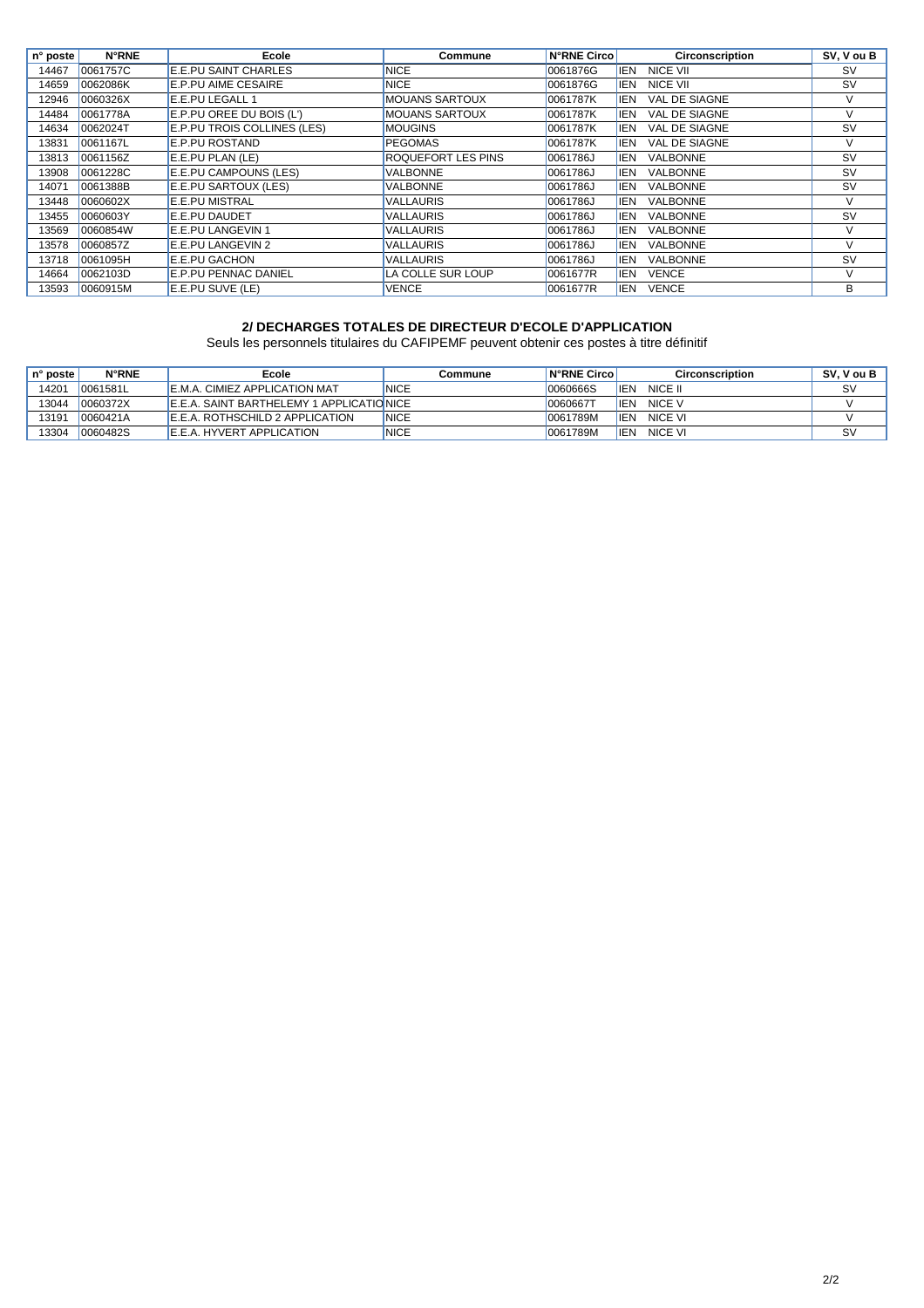| n° poste | N°RNE | Ecole | Commune | N°RNE Circo | Circonscription | SV, V ou B |
|---|---|---|---|---|---|---|
| 14467 | 0061757C | E.E.PU SAINT CHARLES | NICE | 0061876G | IEN NICE VII | SV |
| 14659 | 0062086K | E.P.PU AIME CESAIRE | NICE | 0061876G | IEN NICE VII | SV |
| 12946 | 0060326X | E.E.PU LEGALL 1 | MOUANS SARTOUX | 0061787K | IEN VAL DE SIAGNE | V |
| 14484 | 0061778A | E.P.PU OREE DU BOIS (L') | MOUANS SARTOUX | 0061787K | IEN VAL DE SIAGNE | V |
| 14634 | 0062024T | E.P.PU TROIS COLLINES (LES) | MOUGINS | 0061787K | IEN VAL DE SIAGNE | SV |
| 13831 | 0061167L | E.P.PU ROSTAND | PEGOMAS | 0061787K | IEN VAL DE SIAGNE | V |
| 13813 | 0061156Z | E.E.PU PLAN (LE) | ROQUEFORT LES PINS | 0061786J | IEN VALBONNE | SV |
| 13908 | 0061228C | E.E.PU CAMPOUNS (LES) | VALBONNE | 0061786J | IEN VALBONNE | SV |
| 14071 | 0061388B | E.E.PU SARTOUX (LES) | VALBONNE | 0061786J | IEN VALBONNE | SV |
| 13448 | 0060602X | E.E.PU MISTRAL | VALLAURIS | 0061786J | IEN VALBONNE | V |
| 13455 | 0060603Y | E.E.PU DAUDET | VALLAURIS | 0061786J | IEN VALBONNE | SV |
| 13569 | 0060854W | E.E.PU LANGEVIN 1 | VALLAURIS | 0061786J | IEN VALBONNE | V |
| 13578 | 0060857Z | E.E.PU LANGEVIN 2 | VALLAURIS | 0061786J | IEN VALBONNE | V |
| 13718 | 0061095H | E.E.PU GACHON | VALLAURIS | 0061786J | IEN VALBONNE | SV |
| 14664 | 0062103D | E.P.PU PENNAC DANIEL | LA COLLE SUR LOUP | 0061677R | IEN VENCE | V |
| 13593 | 0060915M | E.E.PU SUVE (LE) | VENCE | 0061677R | IEN VENCE | B |

## 2/ DECHARGES TOTALES DE DIRECTEUR D'ECOLE D'APPLICATION

Seuls les personnels titulaires du CAFIPEMF peuvent obtenir ces postes à titre définitif

| n° poste | N°RNE | Ecole | Commune | N°RNE Circo | Circonscription | SV, V ou B |
|---|---|---|---|---|---|---|
| 14201 | 0061581L | E.M.A. CIMIEZ APPLICATION MAT | NICE | 0060666S | IEN NICE II | SV |
| 13044 | 0060372X | E.E.A. SAINT BARTHELEMY 1 APPLICATIO | NICE | 0060667T | IEN NICE V | V |
| 13191 | 0060421A | E.E.A. ROTHSCHILD 2 APPLICATION | NICE | 0061789M | IEN NICE VI | V |
| 13304 | 0060482S | E.E.A. HYVERT APPLICATION | NICE | 0061789M | IEN NICE VI | SV |